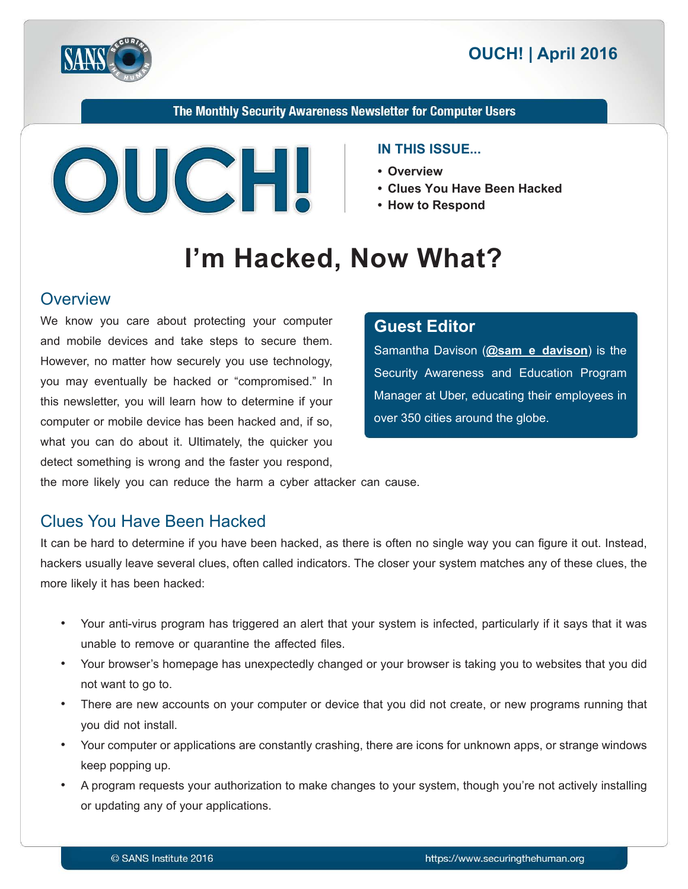# OUCH! | April 2016

The Monthly Security Awareness Newsletter for Computer Users

**IN THIS ISSUE...**

- Overview
- Clues You Have Been Hacked
- How to Respond

# I'm Hacked, Now What?

## Overview

We know you care about protecting your computer and mobile devices and take steps to secure them. However, no matter how securely you use technology, you may eventually be hacked or "compromised." In this newsletter, you will learn how to determine if your computer or mobile device has been hacked and, if so, what you can do about it. Ultimately, the quicker you detect something is wrong and the faster you respond, the more likely you can reduce the harm a cyber attacker can cause.

### Guest Editor

Samantha Davison (**@sam_e_davison**) is the Security Awareness and Education Program Manager at Uber, educating their employees in over 350 cities around the globe.

## Clues You Have Been Hacked

It can be hard to determine if you have been hacked, as there is often no single way you can figure it out. Instead, hackers usually leave several clues, often called indicators. The closer your system matches any of these clues, the more likely it has been hacked:

- Your anti-virus program has triggered an alert that your system is infected, particularly if it says that it was unable to remove or quarantine the affected files.
- Your browser's homepage has unexpectedly changed or your browser is taking you to websites that you did not want to go to.
- There are new accounts on your computer or device that you did not create, or new programs running that you did not install.
- Your computer or applications are constantly crashing, there are icons for unknown apps, or strange windows keep popping up.
- A program requests your authorization to make changes to your system, though you're not actively installing or updating any of your applications.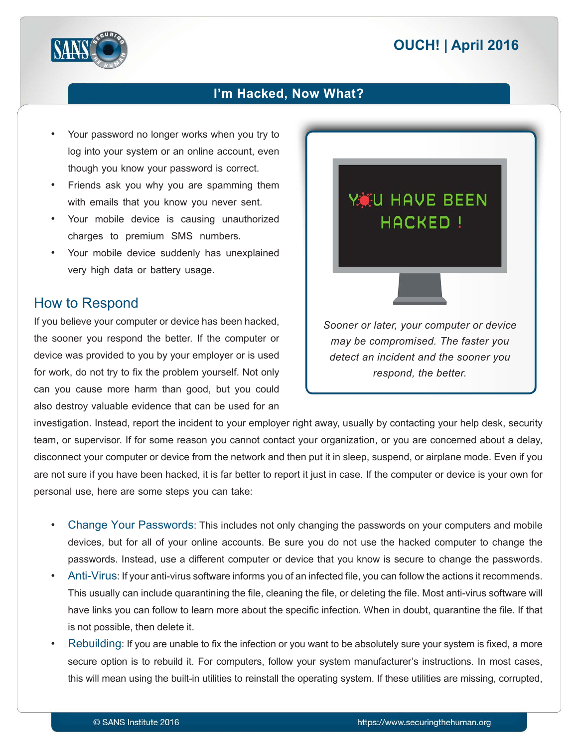- Your password no longer works when you try to log into your system or an online account, even though you know your password is correct.
- Friends ask you why you are spamming them with emails that you know you never sent.
- Your mobile device is causing unauthorized charges to premium SMS numbers.
- Your mobile device suddenly has unexplained very high data or battery usage.

*Sooner or later, your computer or device may be compromised. The faster you detect an incident and the sooner you respond, the better.*

## How to Respond

If you believe your computer or device has been hacked, the sooner you respond the better. If the computer or device was provided to you by your employer or is used for work, do not try to fix the problem yourself. Not only can you cause more harm than good, but you could also destroy valuable evidence that can be used for an investigation. Instead, report the incident to your employer right away, usually by contacting your help desk, security team, or supervisor. If for some reason you cannot contact your organization, or you are concerned about a delay, disconnect your computer or device from the network and then put it in sleep, suspend, or airplane mode. Even if you are not sure if you have been hacked, it is far better to report it just in case. If the computer or device is your own for personal use, here are some steps you can take:

- **Change Your Passwords**: This includes not only changing the passwords on your computers and mobile devices, but for all of your online accounts. Be sure you do not use the hacked computer to change the passwords. Instead, use a different computer or device that you know is secure to change the passwords.
- **Anti-Virus**: If your anti-virus software informs you of an infected file, you can follow the actions it recommends. This usually can include quarantining the file, cleaning the file, or deleting the file. Most anti-virus software will have links you can follow to learn more about the specific infection. When in doubt, quarantine the file. If that is not possible, then delete it.
- **Rebuilding**: If you are unable to fix the infection or you want to be absolutely sure your system is fixed, a more secure option is to rebuild it. For computers, follow your system manufacturer's instructions. In most cases, this will mean using the built-in utilities to reinstall the operating system. If these utilities are missing, corrupted,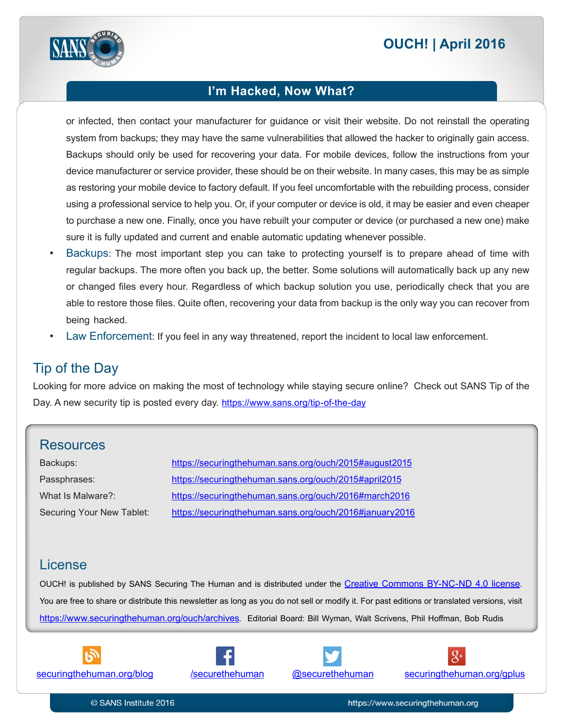or infected, then contact your manufacturer for guidance or visit their website. Do not reinstall the operating system from backups; they may have the same vulnerabilities that allowed the hacker to originally gain access. Backups should only be used for recovering your data. For mobile devices, follow the instructions from your device manufacturer or service provider, these should be on their website. In many cases, this may be as simple as restoring your mobile device to factory default. If you feel uncomfortable with the rebuilding process, consider using a professional service to help you. Or, if your computer or device is old, it may be easier and even cheaper to purchase a new one. Finally, once you have rebuilt your computer or device (or purchased a new one) make sure it is fully updated and current and enable automatic updating whenever possible.

- Backups: The most important step you can take to protecting yourself is to prepare ahead of time with regular backups. The more often you back up, the better. Some solutions will automatically back up any new or changed files every hour. Regardless of which backup solution you use, periodically check that you are able to restore those files. Quite often, recovering your data from backup is the only way you can recover from being hacked.
- Law Enforcement: If you feel in any way threatened, report the incident to local law enforcement.

## Tip of the Day

Looking for more advice on making the most of technology while staying secure online? Check out SANS Tip of the Day. A new security tip is posted every day. https://www.sans.org/tip-of-the-day

## Resources

| | |
|---|---|
| Backups: | https://securingthehuman.sans.org/ouch/2015#august2015 |
| Passphrases: | https://securingthehuman.sans.org/ouch/2015#april2015 |
| What Is Malware?: | https://securingthehuman.sans.org/ouch/2016#march2016 |
| Securing Your New Tablet: | https://securingthehuman.sans.org/ouch/2016#january2016 |

## License

OUCH! is published by SANS Securing The Human and is distributed under the Creative Commons BY-NC-ND 4.0 license. You are free to share or distribute this newsletter as long as you do not sell or modify it. For past editions or translated versions, visit https://www.securingthehuman.org/ouch/archives. Editorial Board: Bill Wyman, Walt Scrivens, Phil Hoffman, Bob Rudis

securingthehuman.org/blog | /securethehuman | @securethehuman | securingthehuman.org/gplus